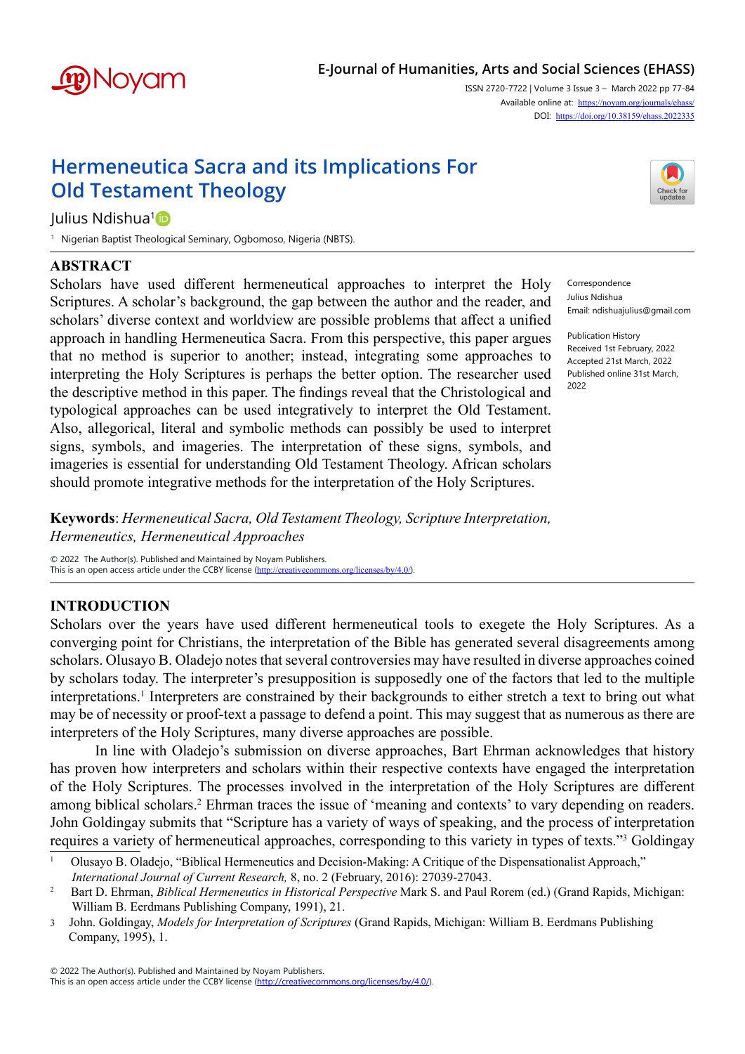# Hermeneutica Sacra and its Implications For Old Testament Theology

Julius Ndishua[1]

[1] Nigerian Baptist Theological Seminary, Ogbomoso, Nigeria (NBTS).

Correspondence
Julius Ndishua
Email: ndishuajulius@gmail.com

Publication History
Received 1st February, 2022
Accepted 21st March, 2022
Published online 31st March, 2022

## ABSTRACT

Scholars have used different hermeneutical approaches to interpret the Holy Scriptures. A scholar's background, the gap between the author and the reader, and scholars' diverse context and worldview are possible problems that affect a unified approach in handling Hermeneutica Sacra. From this perspective, this paper argues that no method is superior to another; instead, integrating some approaches to interpreting the Holy Scriptures is perhaps the better option. The researcher used the descriptive method in this paper. The findings reveal that the Christological and typological approaches can be used integratively to interpret the Old Testament. Also, allegorical, literal and symbolic methods can possibly be used to interpret signs, symbols, and imageries. The interpretation of these signs, symbols, and imageries is essential for understanding Old Testament Theology. African scholars should promote integrative methods for the interpretation of the Holy Scriptures.

**Keywords**: *Hermeneutical Sacra, Old Testament Theology, Scripture Interpretation, Hermeneutics, Hermeneutical Approaches*

© 2022 The Author(s). Published and Maintained by Noyam Publishers.
This is an open access article under the CCBY license (http://creativecommons.org/licenses/by/4.0/).

## INTRODUCTION

Scholars over the years have used different hermeneutical tools to exegete the Holy Scriptures. As a converging point for Christians, the interpretation of the Bible has generated several disagreements among scholars. Olusayo B. Oladejo notes that several controversies may have resulted in diverse approaches coined by scholars today. The interpreter's presupposition is supposedly one of the factors that led to the multiple interpretations.[1] Interpreters are constrained by their backgrounds to either stretch a text to bring out what may be of necessity or proof-text a passage to defend a point. This may suggest that as numerous as there are interpreters of the Holy Scriptures, many diverse approaches are possible.

In line with Oladejo's submission on diverse approaches, Bart Ehrman acknowledges that history has proven how interpreters and scholars within their respective contexts have engaged the interpretation of the Holy Scriptures. The processes involved in the interpretation of the Holy Scriptures are different among biblical scholars.[2] Ehrman traces the issue of 'meaning and contexts' to vary depending on readers. John Goldingay submits that "Scripture has a variety of ways of speaking, and the process of interpretation requires a variety of hermeneutical approaches, corresponding to this variety in types of texts."[3] Goldingay

---

[1] Olusayo B. Oladejo, "Biblical Hermeneutics and Decision-Making: A Critique of the Dispensationalist Approach," *International Journal of Current Research,* 8, no. 2 (February, 2016): 27039-27043.

[2] Bart D. Ehrman, *Biblical Hermeneutics in Historical Perspective* Mark S. and Paul Rorem (ed.) (Grand Rapids, Michigan: William B. Eerdmans Publishing Company, 1991), 21.

[3] John. Goldingay, *Models for Interpretation of Scriptures* (Grand Rapids, Michigan: William B. Eerdmans Publishing Company, 1995), 1.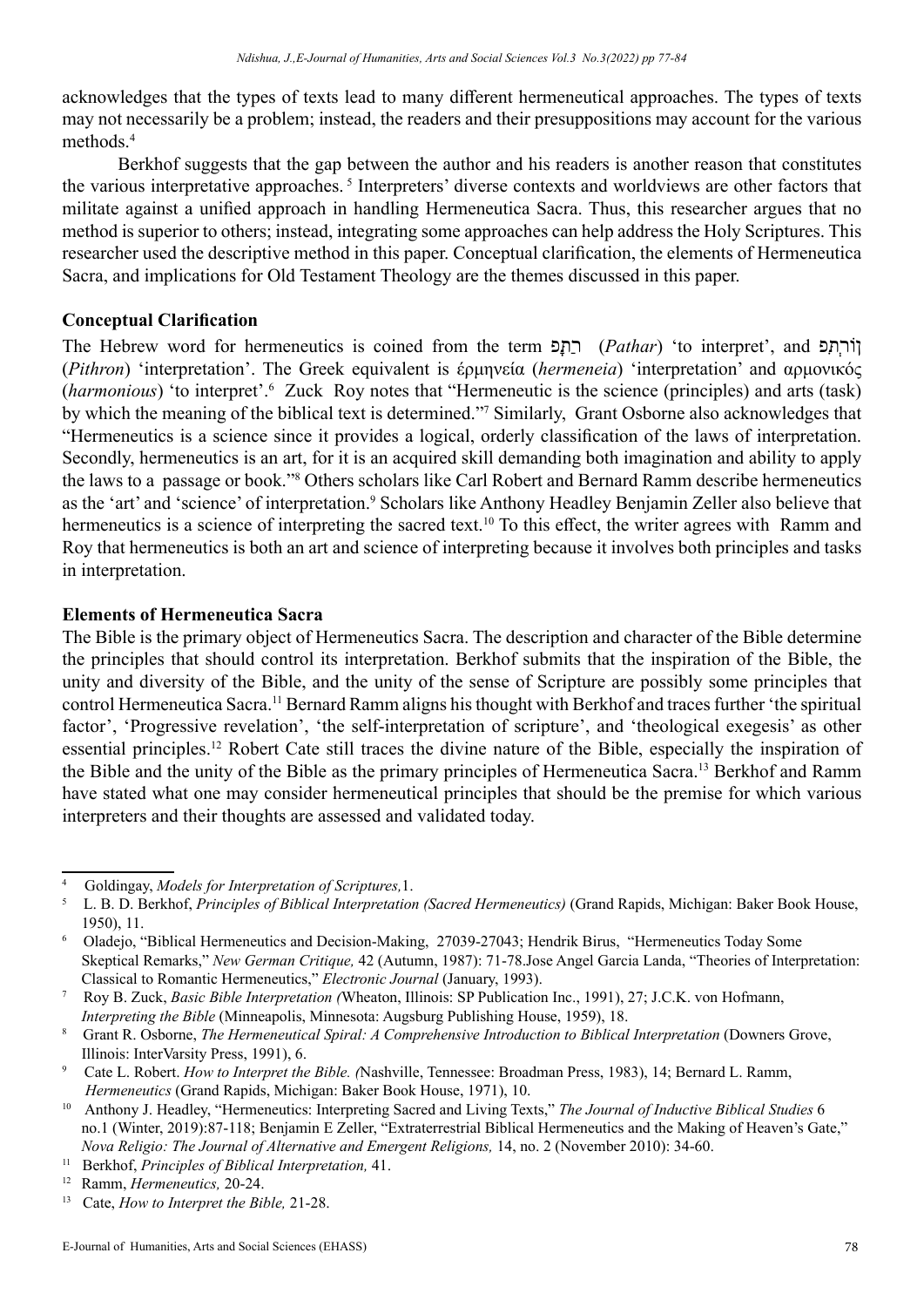acknowledges that the types of texts lead to many different hermeneutical approaches. The types of texts may not necessarily be a problem; instead, the readers and their presuppositions may account for the various methods.[4]

Berkhof suggests that the gap between the author and his readers is another reason that constitutes the various interpretative approaches.[5] Interpreters' diverse contexts and worldviews are other factors that militate against a unified approach in handling Hermeneutica Sacra. Thus, this researcher argues that no method is superior to others; instead, integrating some approaches can help address the Holy Scriptures. This researcher used the descriptive method in this paper. Conceptual clarification, the elements of Hermeneutica Sacra, and implications for Old Testament Theology are the themes discussed in this paper.

**Conceptual Clarification**

The Hebrew word for hermeneutics is coined from the term רַתָּפ (*Pathar*) 'to interpret', and ןוֹרְתִּפ (*Pithron*) 'interpretation'. The Greek equivalent is έρμηνεία (*hermeneia*) 'interpretation' and αρμονικός (*harmonious*) 'to interpret'.[6] Zuck Roy notes that "Hermeneutic is the science (principles) and arts (task) by which the meaning of the biblical text is determined."[7] Similarly, Grant Osborne also acknowledges that "Hermeneutics is a science since it provides a logical, orderly classification of the laws of interpretation. Secondly, hermeneutics is an art, for it is an acquired skill demanding both imagination and ability to apply the laws to a passage or book."[8] Others scholars like Carl Robert and Bernard Ramm describe hermeneutics as the 'art' and 'science' of interpretation.[9] Scholars like Anthony Headley Benjamin Zeller also believe that hermeneutics is a science of interpreting the sacred text.[10] To this effect, the writer agrees with Ramm and Roy that hermeneutics is both an art and science of interpreting because it involves both principles and tasks in interpretation.

**Elements of Hermeneutica Sacra**

The Bible is the primary object of Hermeneutics Sacra. The description and character of the Bible determine the principles that should control its interpretation. Berkhof submits that the inspiration of the Bible, the unity and diversity of the Bible, and the unity of the sense of Scripture are possibly some principles that control Hermeneutica Sacra.[11] Bernard Ramm aligns his thought with Berkhof and traces further 'the spiritual factor', 'Progressive revelation', 'the self-interpretation of scripture', and 'theological exegesis' as other essential principles.[12] Robert Cate still traces the divine nature of the Bible, especially the inspiration of the Bible and the unity of the Bible as the primary principles of Hermeneutica Sacra.[13] Berkhof and Ramm have stated what one may consider hermeneutical principles that should be the premise for which various interpreters and their thoughts are assessed and validated today.

---

[4] Goldingay, *Models for Interpretation of Scriptures,*1.

[5] L. B. D. Berkhof, *Principles of Biblical Interpretation (Sacred Hermeneutics)* (Grand Rapids, Michigan: Baker Book House, 1950), 11.

[6] Oladejo, "Biblical Hermeneutics and Decision-Making, 27039-27043; Hendrik Birus, "Hermeneutics Today Some Skeptical Remarks," *New German Critique,* 42 (Autumn, 1987): 71-78.Jose Angel Garcia Landa, "Theories of Interpretation: Classical to Romantic Hermeneutics," *Electronic Journal* (January, 1993).

[7] Roy B. Zuck, *Basic Bible Interpretation (*Wheaton, Illinois: SP Publication Inc., 1991), 27; J.C.K. von Hofmann, *Interpreting the Bible* (Minneapolis, Minnesota: Augsburg Publishing House, 1959), 18.

[8] Grant R. Osborne, *The Hermeneutical Spiral: A Comprehensive Introduction to Biblical Interpretation* (Downers Grove, Illinois: InterVarsity Press, 1991), 6.

[9] Cate L. Robert. *How to Interpret the Bible. (*Nashville, Tennessee: Broadman Press, 1983), 14; Bernard L. Ramm, *Hermeneutics* (Grand Rapids, Michigan: Baker Book House, 1971), 10.

[10] Anthony J. Headley, "Hermeneutics: Interpreting Sacred and Living Texts," *The Journal of Inductive Biblical Studies* 6 no.1 (Winter, 2019):87-118; Benjamin E Zeller, "Extraterrestrial Biblical Hermeneutics and the Making of Heaven's Gate," *Nova Religio: The Journal of Alternative and Emergent Religions,* 14, no. 2 (November 2010): 34-60.

[11] Berkhof, *Principles of Biblical Interpretation,* 41.

[12] Ramm, *Hermeneutics,* 20-24.

[13] Cate, *How to Interpret the Bible,* 21-28.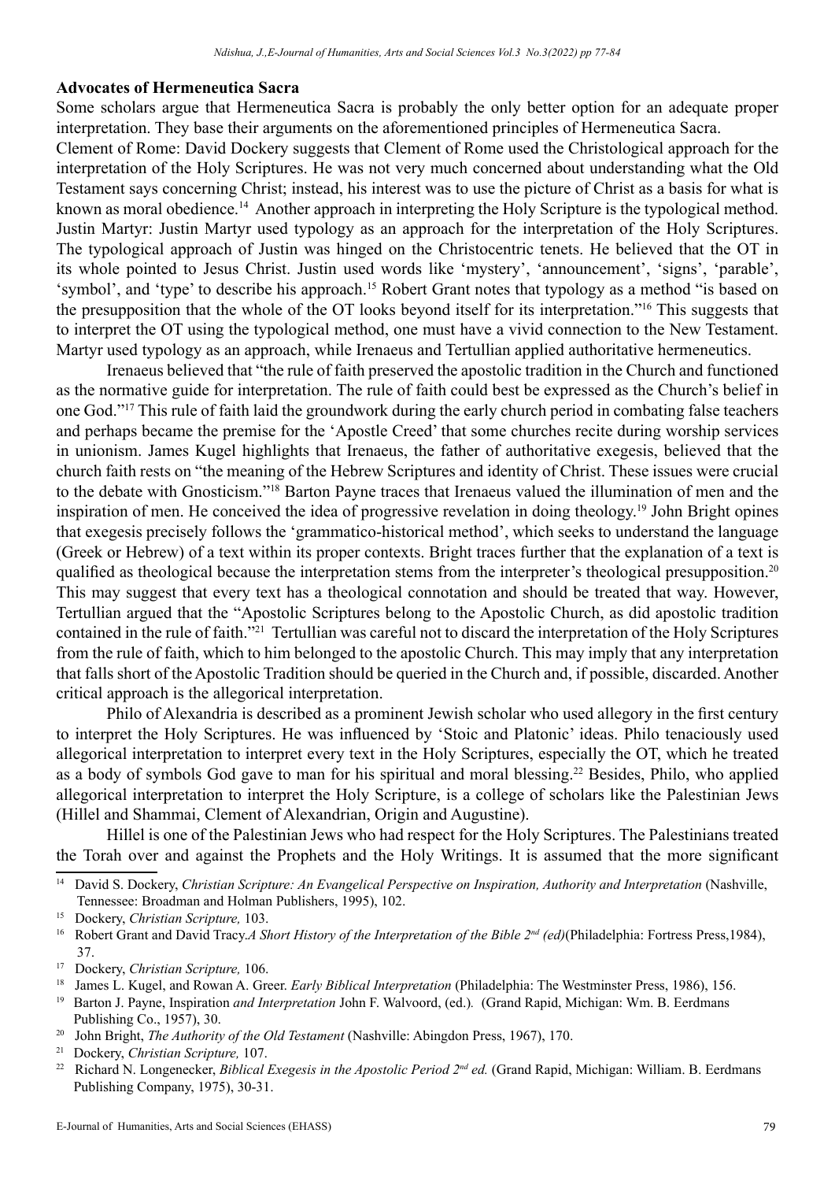**Advocates of Hermeneutica Sacra**

Some scholars argue that Hermeneutica Sacra is probably the only better option for an adequate proper interpretation. They base their arguments on the aforementioned principles of Hermeneutica Sacra.

Clement of Rome: David Dockery suggests that Clement of Rome used the Christological approach for the interpretation of the Holy Scriptures. He was not very much concerned about understanding what the Old Testament says concerning Christ; instead, his interest was to use the picture of Christ as a basis for what is known as moral obedience.[14] Another approach in interpreting the Holy Scripture is the typological method.

Justin Martyr: Justin Martyr used typology as an approach for the interpretation of the Holy Scriptures. The typological approach of Justin was hinged on the Christocentric tenets. He believed that the OT in its whole pointed to Jesus Christ. Justin used words like 'mystery', 'announcement', 'signs', 'parable', 'symbol', and 'type' to describe his approach.[15] Robert Grant notes that typology as a method "is based on the presupposition that the whole of the OT looks beyond itself for its interpretation."[16] This suggests that to interpret the OT using the typological method, one must have a vivid connection to the New Testament. Martyr used typology as an approach, while Irenaeus and Tertullian applied authoritative hermeneutics.

Irenaeus believed that "the rule of faith preserved the apostolic tradition in the Church and functioned as the normative guide for interpretation. The rule of faith could best be expressed as the Church's belief in one God."[17] This rule of faith laid the groundwork during the early church period in combating false teachers and perhaps became the premise for the 'Apostle Creed' that some churches recite during worship services in unionism. James Kugel highlights that Irenaeus, the father of authoritative exegesis, believed that the church faith rests on "the meaning of the Hebrew Scriptures and identity of Christ. These issues were crucial to the debate with Gnosticism."[18] Barton Payne traces that Irenaeus valued the illumination of men and the inspiration of men. He conceived the idea of progressive revelation in doing theology.[19] John Bright opines that exegesis precisely follows the 'grammatico-historical method', which seeks to understand the language (Greek or Hebrew) of a text within its proper contexts. Bright traces further that the explanation of a text is qualified as theological because the interpretation stems from the interpreter's theological presupposition.[20] This may suggest that every text has a theological connotation and should be treated that way. However, Tertullian argued that the "Apostolic Scriptures belong to the Apostolic Church, as did apostolic tradition contained in the rule of faith."[21] Tertullian was careful not to discard the interpretation of the Holy Scriptures from the rule of faith, which to him belonged to the apostolic Church. This may imply that any interpretation that falls short of the Apostolic Tradition should be queried in the Church and, if possible, discarded. Another critical approach is the allegorical interpretation.

Philo of Alexandria is described as a prominent Jewish scholar who used allegory in the first century to interpret the Holy Scriptures. He was influenced by 'Stoic and Platonic' ideas. Philo tenaciously used allegorical interpretation to interpret every text in the Holy Scriptures, especially the OT, which he treated as a body of symbols God gave to man for his spiritual and moral blessing.[22] Besides, Philo, who applied allegorical interpretation to interpret the Holy Scripture, is a college of scholars like the Palestinian Jews (Hillel and Shammai, Clement of Alexandrian, Origin and Augustine).

Hillel is one of the Palestinian Jews who had respect for the Holy Scriptures. The Palestinians treated the Torah over and against the Prophets and the Holy Writings. It is assumed that the more significant

---

[14] David S. Dockery, *Christian Scripture: An Evangelical Perspective on Inspiration, Authority and Interpretation* (Nashville, Tennessee: Broadman and Holman Publishers, 1995), 102.

[15] Dockery, *Christian Scripture,* 103.

[16] Robert Grant and David Tracy.*A Short History of the Interpretation of the Bible 2nd (ed)*(Philadelphia: Fortress Press,1984), 37.

[17] Dockery, *Christian Scripture,* 106.

[18] James L. Kugel, and Rowan A. Greer. *Early Biblical Interpretation* (Philadelphia: The Westminster Press, 1986), 156.

[19] Barton J. Payne, Inspiration *and Interpretation* John F. Walvoord, (ed.). (Grand Rapid, Michigan: Wm. B. Eerdmans Publishing Co., 1957), 30.

[20] John Bright, *The Authority of the Old Testament* (Nashville: Abingdon Press, 1967), 170.

[21] Dockery, *Christian Scripture,* 107.

[22] Richard N. Longenecker, *Biblical Exegesis in the Apostolic Period 2nd ed.* (Grand Rapid, Michigan: William. B. Eerdmans Publishing Company, 1975), 30-31.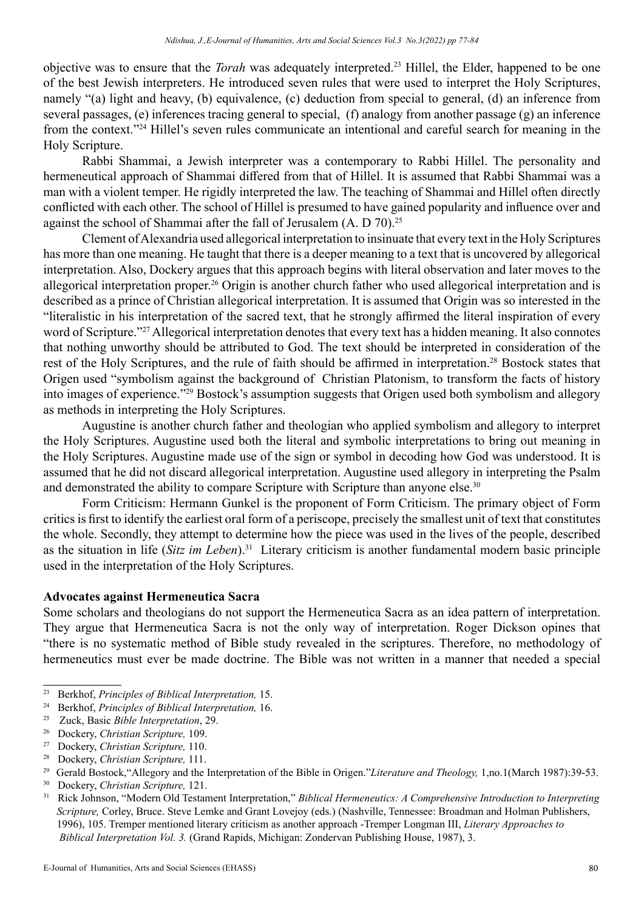objective was to ensure that the *Torah* was adequately interpreted.[23] Hillel, the Elder, happened to be one of the best Jewish interpreters. He introduced seven rules that were used to interpret the Holy Scriptures, namely "(a) light and heavy, (b) equivalence, (c) deduction from special to general, (d) an inference from several passages, (e) inferences tracing general to special, (f) analogy from another passage (g) an inference from the context."[24] Hillel's seven rules communicate an intentional and careful search for meaning in the Holy Scripture.

Rabbi Shammai, a Jewish interpreter was a contemporary to Rabbi Hillel. The personality and hermeneutical approach of Shammai differed from that of Hillel. It is assumed that Rabbi Shammai was a man with a violent temper. He rigidly interpreted the law. The teaching of Shammai and Hillel often directly conflicted with each other. The school of Hillel is presumed to have gained popularity and influence over and against the school of Shammai after the fall of Jerusalem (A. D 70).[25]

Clement of Alexandria used allegorical interpretation to insinuate that every text in the Holy Scriptures has more than one meaning. He taught that there is a deeper meaning to a text that is uncovered by allegorical interpretation. Also, Dockery argues that this approach begins with literal observation and later moves to the allegorical interpretation proper.[26] Origin is another church father who used allegorical interpretation and is described as a prince of Christian allegorical interpretation. It is assumed that Origin was so interested in the "literalistic in his interpretation of the sacred text, that he strongly affirmed the literal inspiration of every word of Scripture."[27] Allegorical interpretation denotes that every text has a hidden meaning. It also connotes that nothing unworthy should be attributed to God. The text should be interpreted in consideration of the rest of the Holy Scriptures, and the rule of faith should be affirmed in interpretation.[28] Bostock states that Origen used "symbolism against the background of Christian Platonism, to transform the facts of history into images of experience."[29] Bostock's assumption suggests that Origen used both symbolism and allegory as methods in interpreting the Holy Scriptures.

Augustine is another church father and theologian who applied symbolism and allegory to interpret the Holy Scriptures. Augustine used both the literal and symbolic interpretations to bring out meaning in the Holy Scriptures. Augustine made use of the sign or symbol in decoding how God was understood. It is assumed that he did not discard allegorical interpretation. Augustine used allegory in interpreting the Psalm and demonstrated the ability to compare Scripture with Scripture than anyone else.[30]

Form Criticism: Hermann Gunkel is the proponent of Form Criticism. The primary object of Form critics is first to identify the earliest oral form of a periscope, precisely the smallest unit of text that constitutes the whole. Secondly, they attempt to determine how the piece was used in the lives of the people, described as the situation in life (*Sitz im Leben*).[31] Literary criticism is another fundamental modern basic principle used in the interpretation of the Holy Scriptures.

**Advocates against Hermeneutica Sacra**

Some scholars and theologians do not support the Hermeneutica Sacra as an idea pattern of interpretation. They argue that Hermeneutica Sacra is not the only way of interpretation. Roger Dickson opines that "there is no systematic method of Bible study revealed in the scriptures. Therefore, no methodology of hermeneutics must ever be made doctrine. The Bible was not written in a manner that needed a special

---

[23] Berkhof, *Principles of Biblical Interpretation,* 15.

[24] Berkhof, *Principles of Biblical Interpretation,* 16.

[25] Zuck, Basic *Bible Interpretation*, 29.

[26] Dockery, *Christian Scripture,* 109.

[27] Dockery, *Christian Scripture,* 110.

[28] Dockery, *Christian Scripture,* 111.

[29] Gerald Bostock,"Allegory and the Interpretation of the Bible in Origen."*Literature and Theology,* 1,no.1(March 1987):39-53.

[30] Dockery, *Christian Scripture,* 121.

[31] Rick Johnson, "Modern Old Testament Interpretation," *Biblical Hermeneutics: A Comprehensive Introduction to Interpreting Scripture,* Corley, Bruce. Steve Lemke and Grant Lovejoy (eds.) (Nashville, Tennessee: Broadman and Holman Publishers, 1996), 105. Tremper mentioned literary criticism as another approach -Tremper Longman III, *Literary Approaches to Biblical Interpretation Vol. 3.* (Grand Rapids, Michigan: Zondervan Publishing House, 1987), 3.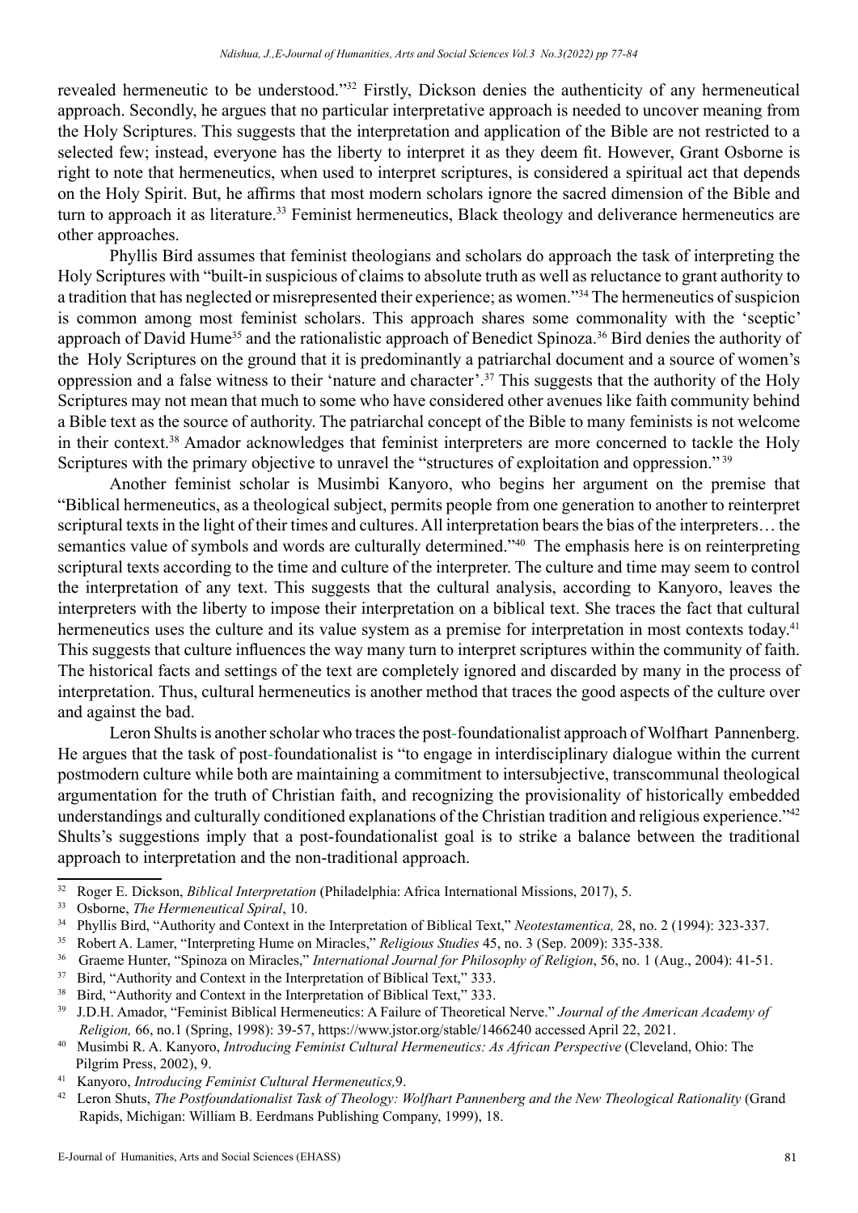revealed hermeneutic to be understood."[32] Firstly, Dickson denies the authenticity of any hermeneutical approach. Secondly, he argues that no particular interpretative approach is needed to uncover meaning from the Holy Scriptures. This suggests that the interpretation and application of the Bible are not restricted to a selected few; instead, everyone has the liberty to interpret it as they deem fit. However, Grant Osborne is right to note that hermeneutics, when used to interpret scriptures, is considered a spiritual act that depends on the Holy Spirit. But, he affirms that most modern scholars ignore the sacred dimension of the Bible and turn to approach it as literature.[33] Feminist hermeneutics, Black theology and deliverance hermeneutics are other approaches.

Phyllis Bird assumes that feminist theologians and scholars do approach the task of interpreting the Holy Scriptures with "built-in suspicious of claims to absolute truth as well as reluctance to grant authority to a tradition that has neglected or misrepresented their experience; as women."[34] The hermeneutics of suspicion is common among most feminist scholars. This approach shares some commonality with the 'sceptic' approach of David Hume[35] and the rationalistic approach of Benedict Spinoza.[36] Bird denies the authority of the Holy Scriptures on the ground that it is predominantly a patriarchal document and a source of women's oppression and a false witness to their 'nature and character'.[37] This suggests that the authority of the Holy Scriptures may not mean that much to some who have considered other avenues like faith community behind a Bible text as the source of authority. The patriarchal concept of the Bible to many feminists is not welcome in their context.[38] Amador acknowledges that feminist interpreters are more concerned to tackle the Holy Scriptures with the primary objective to unravel the "structures of exploitation and oppression."[39]

Another feminist scholar is Musimbi Kanyoro, who begins her argument on the premise that "Biblical hermeneutics, as a theological subject, permits people from one generation to another to reinterpret scriptural texts in the light of their times and cultures. All interpretation bears the bias of the interpreters… the semantics value of symbols and words are culturally determined."[40] The emphasis here is on reinterpreting scriptural texts according to the time and culture of the interpreter. The culture and time may seem to control the interpretation of any text. This suggests that the cultural analysis, according to Kanyoro, leaves the interpreters with the liberty to impose their interpretation on a biblical text. She traces the fact that cultural hermeneutics uses the culture and its value system as a premise for interpretation in most contexts today.[41] This suggests that culture influences the way many turn to interpret scriptures within the community of faith. The historical facts and settings of the text are completely ignored and discarded by many in the process of interpretation. Thus, cultural hermeneutics is another method that traces the good aspects of the culture over and against the bad.

Leron Shults is another scholar who traces the post-foundationalist approach of Wolfhart Pannenberg. He argues that the task of post-foundationalist is "to engage in interdisciplinary dialogue within the current postmodern culture while both are maintaining a commitment to intersubjective, transcommunal theological argumentation for the truth of Christian faith, and recognizing the provisionality of historically embedded understandings and culturally conditioned explanations of the Christian tradition and religious experience."[42] Shults's suggestions imply that a post-foundationalist goal is to strike a balance between the traditional approach to interpretation and the non-traditional approach.

---

[32] Roger E. Dickson, *Biblical Interpretation* (Philadelphia: Africa International Missions, 2017), 5.

[33] Osborne, *The Hermeneutical Spiral*, 10.

[34] Phyllis Bird, "Authority and Context in the Interpretation of Biblical Text," *Neotestamentica,* 28, no. 2 (1994): 323-337.

[35] Robert A. Lamer, "Interpreting Hume on Miracles," *Religious Studies* 45, no. 3 (Sep. 2009): 335-338.

[36] Graeme Hunter, "Spinoza on Miracles," *International Journal for Philosophy of Religion*, 56, no. 1 (Aug., 2004): 41-51.

[37] Bird, "Authority and Context in the Interpretation of Biblical Text," 333.

[38] Bird, "Authority and Context in the Interpretation of Biblical Text," 333.

[39] J.D.H. Amador, "Feminist Biblical Hermeneutics: A Failure of Theoretical Nerve." *Journal of the American Academy of Religion,* 66, no.1 (Spring, 1998): 39-57, https://www.jstor.org/stable/1466240 accessed April 22, 2021.

[40] Musimbi R. A. Kanyoro, *Introducing Feminist Cultural Hermeneutics: As African Perspective* (Cleveland, Ohio: The Pilgrim Press, 2002), 9.

[41] Kanyoro, *Introducing Feminist Cultural Hermeneutics,*9.

[42] Leron Shuts, *The Postfoundationalist Task of Theology: Wolfhart Pannenberg and the New Theological Rationality* (Grand Rapids, Michigan: William B. Eerdmans Publishing Company, 1999), 18.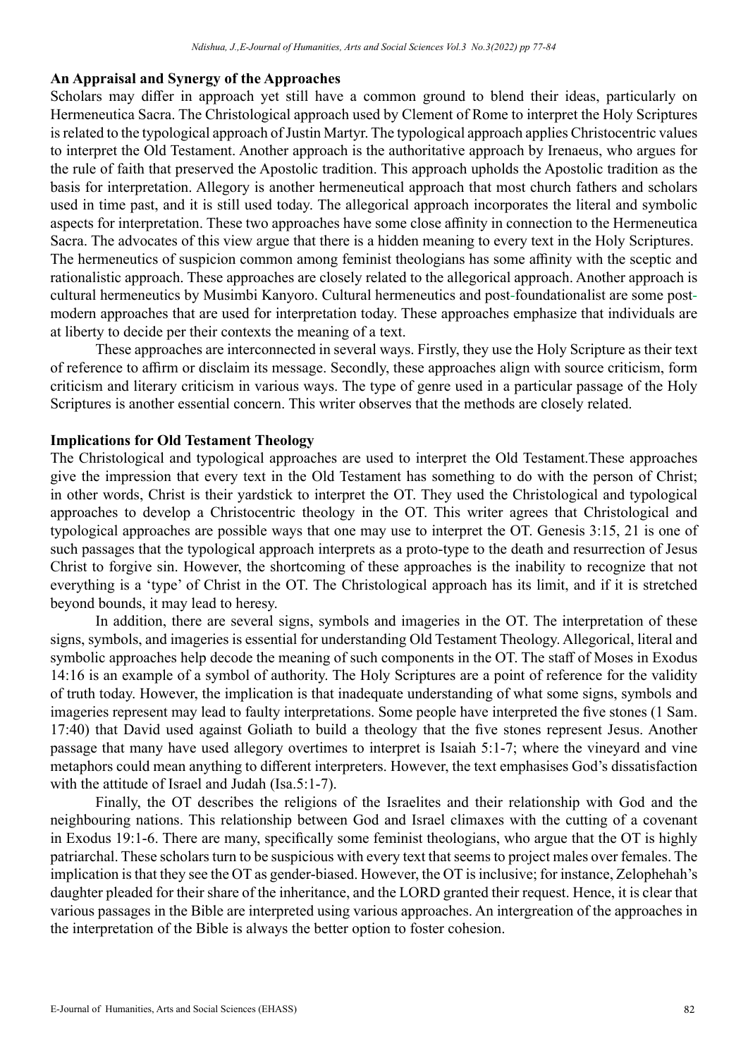**An Appraisal and Synergy of the Approaches**

Scholars may differ in approach yet still have a common ground to blend their ideas, particularly on Hermeneutica Sacra. The Christological approach used by Clement of Rome to interpret the Holy Scriptures is related to the typological approach of Justin Martyr. The typological approach applies Christocentric values to interpret the Old Testament. Another approach is the authoritative approach by Irenaeus, who argues for the rule of faith that preserved the Apostolic tradition. This approach upholds the Apostolic tradition as the basis for interpretation. Allegory is another hermeneutical approach that most church fathers and scholars used in time past, and it is still used today. The allegorical approach incorporates the literal and symbolic aspects for interpretation. These two approaches have some close affinity in connection to the Hermeneutica Sacra. The advocates of this view argue that there is a hidden meaning to every text in the Holy Scriptures. The hermeneutics of suspicion common among feminist theologians has some affinity with the sceptic and rationalistic approach. These approaches are closely related to the allegorical approach. Another approach is cultural hermeneutics by Musimbi Kanyoro. Cultural hermeneutics and post-foundationalist are some post-modern approaches that are used for interpretation today. These approaches emphasize that individuals are at liberty to decide per their contexts the meaning of a text.

These approaches are interconnected in several ways. Firstly, they use the Holy Scripture as their text of reference to affirm or disclaim its message. Secondly, these approaches align with source criticism, form criticism and literary criticism in various ways. The type of genre used in a particular passage of the Holy Scriptures is another essential concern. This writer observes that the methods are closely related.

**Implications for Old Testament Theology**

The Christological and typological approaches are used to interpret the Old Testament.These approaches give the impression that every text in the Old Testament has something to do with the person of Christ; in other words, Christ is their yardstick to interpret the OT. They used the Christological and typological approaches to develop a Christocentric theology in the OT. This writer agrees that Christological and typological approaches are possible ways that one may use to interpret the OT. Genesis 3:15, 21 is one of such passages that the typological approach interprets as a proto-type to the death and resurrection of Jesus Christ to forgive sin. However, the shortcoming of these approaches is the inability to recognize that not everything is a 'type' of Christ in the OT. The Christological approach has its limit, and if it is stretched beyond bounds, it may lead to heresy.

In addition, there are several signs, symbols and imageries in the OT. The interpretation of these signs, symbols, and imageries is essential for understanding Old Testament Theology. Allegorical, literal and symbolic approaches help decode the meaning of such components in the OT. The staff of Moses in Exodus 14:16 is an example of a symbol of authority. The Holy Scriptures are a point of reference for the validity of truth today. However, the implication is that inadequate understanding of what some signs, symbols and imageries represent may lead to faulty interpretations. Some people have interpreted the five stones (1 Sam. 17:40) that David used against Goliath to build a theology that the five stones represent Jesus. Another passage that many have used allegory overtimes to interpret is Isaiah 5:1-7; where the vineyard and vine metaphors could mean anything to different interpreters. However, the text emphasises God's dissatisfaction with the attitude of Israel and Judah (Isa.5:1-7).

Finally, the OT describes the religions of the Israelites and their relationship with God and the neighbouring nations. This relationship between God and Israel climaxes with the cutting of a covenant in Exodus 19:1-6. There are many, specifically some feminist theologians, who argue that the OT is highly patriarchal. These scholars turn to be suspicious with every text that seems to project males over females. The implication is that they see the OT as gender-biased. However, the OT is inclusive; for instance, Zelophehah's daughter pleaded for their share of the inheritance, and the LORD granted their request. Hence, it is clear that various passages in the Bible are interpreted using various approaches. An intergreation of the approaches in the interpretation of the Bible is always the better option to foster cohesion.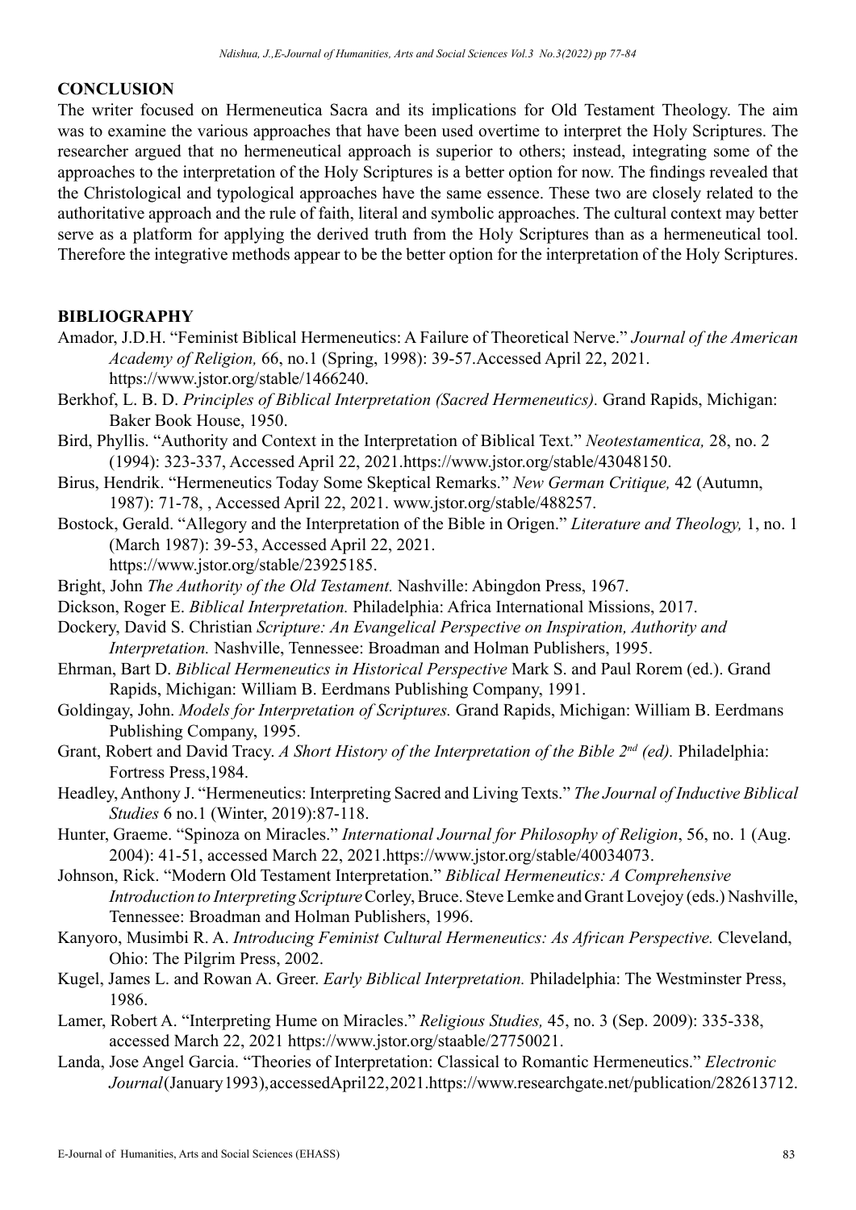## CONCLUSION

The writer focused on Hermeneutica Sacra and its implications for Old Testament Theology. The aim was to examine the various approaches that have been used overtime to interpret the Holy Scriptures. The researcher argued that no hermeneutical approach is superior to others; instead, integrating some of the approaches to the interpretation of the Holy Scriptures is a better option for now. The findings revealed that the Christological and typological approaches have the same essence. These two are closely related to the authoritative approach and the rule of faith, literal and symbolic approaches. The cultural context may better serve as a platform for applying the derived truth from the Holy Scriptures than as a hermeneutical tool. Therefore the integrative methods appear to be the better option for the interpretation of the Holy Scriptures.

## BIBLIOGRAPHY

Amador, J.D.H. "Feminist Biblical Hermeneutics: A Failure of Theoretical Nerve." *Journal of the American Academy of Religion,* 66, no.1 (Spring, 1998): 39-57.Accessed April 22, 2021. https://www.jstor.org/stable/1466240.

Berkhof, L. B. D. *Principles of Biblical Interpretation (Sacred Hermeneutics).* Grand Rapids, Michigan: Baker Book House, 1950.

Bird, Phyllis. "Authority and Context in the Interpretation of Biblical Text." *Neotestamentica,* 28, no. 2 (1994): 323-337, Accessed April 22, 2021.https://www.jstor.org/stable/43048150.

Birus, Hendrik. "Hermeneutics Today Some Skeptical Remarks." *New German Critique,* 42 (Autumn, 1987): 71-78, , Accessed April 22, 2021. www.jstor.org/stable/488257.

Bostock, Gerald. "Allegory and the Interpretation of the Bible in Origen." *Literature and Theology,* 1, no. 1 (March 1987): 39-53, Accessed April 22, 2021. https://www.jstor.org/stable/23925185.

Bright, John *The Authority of the Old Testament.* Nashville: Abingdon Press, 1967.

Dickson, Roger E. *Biblical Interpretation.* Philadelphia: Africa International Missions, 2017.

Dockery, David S. Christian *Scripture: An Evangelical Perspective on Inspiration, Authority and Interpretation.* Nashville, Tennessee: Broadman and Holman Publishers, 1995.

Ehrman, Bart D. *Biblical Hermeneutics in Historical Perspective* Mark S. and Paul Rorem (ed.). Grand Rapids, Michigan: William B. Eerdmans Publishing Company, 1991.

Goldingay, John. *Models for Interpretation of Scriptures.* Grand Rapids, Michigan: William B. Eerdmans Publishing Company, 1995.

Grant, Robert and David Tracy. *A Short History of the Interpretation of the Bible 2nd (ed).* Philadelphia: Fortress Press,1984.

Headley, Anthony J. "Hermeneutics: Interpreting Sacred and Living Texts." *The Journal of Inductive Biblical Studies* 6 no.1 (Winter, 2019):87-118.

Hunter, Graeme. "Spinoza on Miracles." *International Journal for Philosophy of Religion*, 56, no. 1 (Aug. 2004): 41-51, accessed March 22, 2021.https://www.jstor.org/stable/40034073.

Johnson, Rick. "Modern Old Testament Interpretation." *Biblical Hermeneutics: A Comprehensive Introduction to Interpreting Scripture* Corley, Bruce. Steve Lemke and Grant Lovejoy (eds.) Nashville, Tennessee: Broadman and Holman Publishers, 1996.

Kanyoro, Musimbi R. A. *Introducing Feminist Cultural Hermeneutics: As African Perspective.* Cleveland, Ohio: The Pilgrim Press, 2002.

Kugel, James L. and Rowan A. Greer. *Early Biblical Interpretation.* Philadelphia: The Westminster Press, 1986.

Lamer, Robert A. "Interpreting Hume on Miracles." *Religious Studies,* 45, no. 3 (Sep. 2009): 335-338, accessed March 22, 2021 https://www.jstor.org/staable/27750021.

Landa, Jose Angel Garcia. "Theories of Interpretation: Classical to Romantic Hermeneutics." *Electronic Journal* (January1993),accessedApril22,2021.https://www.researchgate.net/publication/282613712.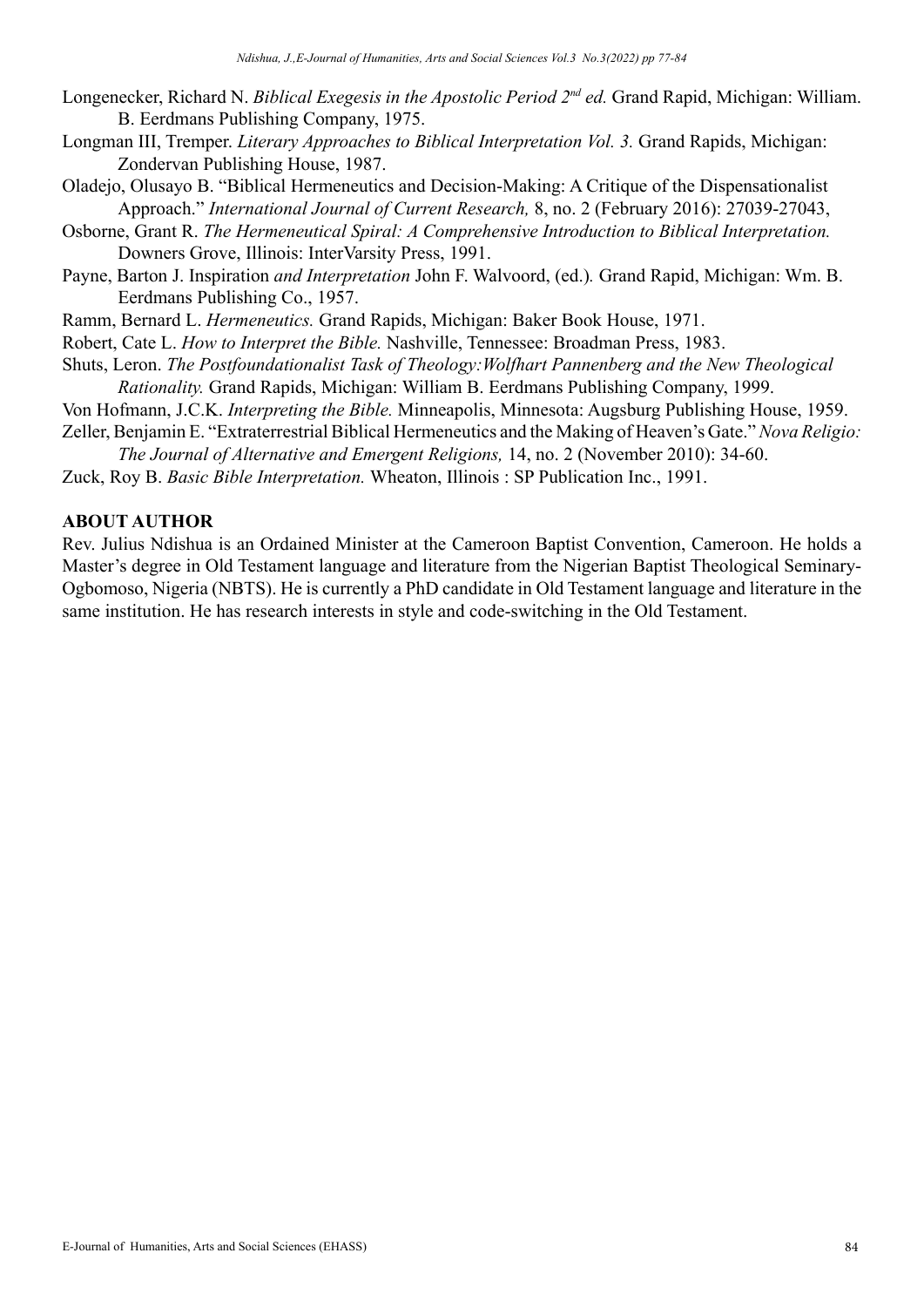Longenecker, Richard N. *Biblical Exegesis in the Apostolic Period 2nd ed.* Grand Rapid, Michigan: William. B. Eerdmans Publishing Company, 1975.

Longman III, Tremper. *Literary Approaches to Biblical Interpretation Vol. 3.* Grand Rapids, Michigan: Zondervan Publishing House, 1987.

Oladejo, Olusayo B. "Biblical Hermeneutics and Decision-Making: A Critique of the Dispensationalist Approach." *International Journal of Current Research,* 8, no. 2 (February 2016): 27039-27043,

Osborne, Grant R. *The Hermeneutical Spiral: A Comprehensive Introduction to Biblical Interpretation.* Downers Grove, Illinois: InterVarsity Press, 1991.

Payne, Barton J. Inspiration *and Interpretation* John F. Walvoord, (ed.)*.* Grand Rapid, Michigan: Wm. B. Eerdmans Publishing Co., 1957.

Ramm, Bernard L. *Hermeneutics.* Grand Rapids, Michigan: Baker Book House, 1971.

Robert, Cate L. *How to Interpret the Bible.* Nashville, Tennessee: Broadman Press, 1983.

Shuts, Leron. *The Postfoundationalist Task of Theology:Wolfhart Pannenberg and the New Theological Rationality.* Grand Rapids, Michigan: William B. Eerdmans Publishing Company, 1999.

Von Hofmann, J.C.K. *Interpreting the Bible.* Minneapolis, Minnesota: Augsburg Publishing House, 1959.

Zeller, Benjamin E. "Extraterrestrial Biblical Hermeneutics and the Making of Heaven's Gate." *Nova Religio: The Journal of Alternative and Emergent Religions,* 14, no. 2 (November 2010): 34-60.

Zuck, Roy B. *Basic Bible Interpretation.* Wheaton, Illinois : SP Publication Inc., 1991.

## ABOUT AUTHOR

Rev. Julius Ndishua is an Ordained Minister at the Cameroon Baptist Convention, Cameroon. He holds a Master's degree in Old Testament language and literature from the Nigerian Baptist Theological Seminary-Ogbomoso, Nigeria (NBTS). He is currently a PhD candidate in Old Testament language and literature in the same institution. He has research interests in style and code-switching in the Old Testament.